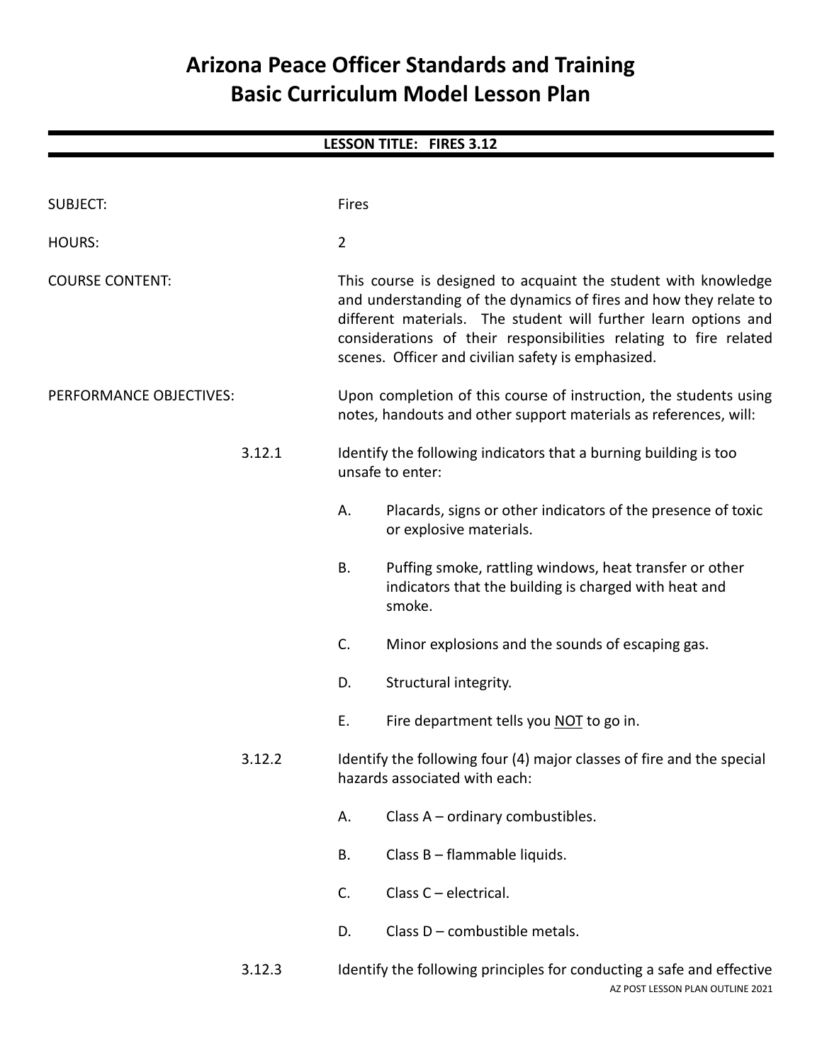# Arizona Peace Officer Standards and Training
# Basic Curriculum Model Lesson Plan

## LESSON TITLE: FIRES 3.12

SUBJECT: Fires

HOURS: 2

COURSE CONTENT: This course is designed to acquaint the student with knowledge and understanding of the dynamics of fires and how they relate to different materials. The student will further learn options and considerations of their responsibilities relating to fire related scenes. Officer and civilian safety is emphasized.

PERFORMANCE OBJECTIVES: Upon completion of this course of instruction, the students using notes, handouts and other support materials as references, will:

3.12.1 Identify the following indicators that a burning building is too unsafe to enter:

- A. Placards, signs or other indicators of the presence of toxic or explosive materials.
- B. Puffing smoke, rattling windows, heat transfer or other indicators that the building is charged with heat and smoke.
- C. Minor explosions and the sounds of escaping gas.
- D. Structural integrity.
- E. Fire department tells you <u>NOT</u> to go in.

3.12.2 Identify the following four (4) major classes of fire and the special hazards associated with each:

- A. Class A – ordinary combustibles.
- B. Class B – flammable liquids.
- C. Class C – electrical.
- D. Class D – combustible metals.

3.12.3 Identify the following principles for conducting a safe and effective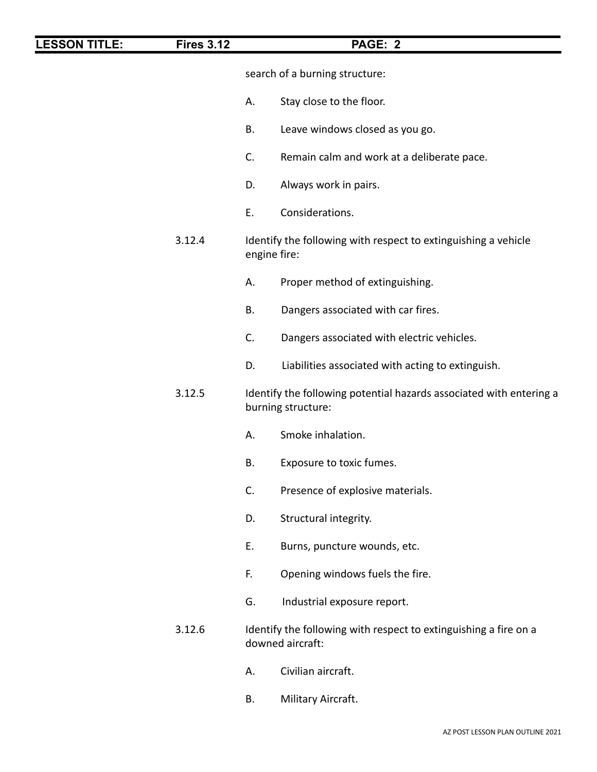search of a burning structure:

A. Stay close to the floor.

B. Leave windows closed as you go.

C. Remain calm and work at a deliberate pace.

D. Always work in pairs.

E. Considerations.

3.12.4 Identify the following with respect to extinguishing a vehicle engine fire:

A. Proper method of extinguishing.

B. Dangers associated with car fires.

C. Dangers associated with electric vehicles.

D. Liabilities associated with acting to extinguish.

3.12.5 Identify the following potential hazards associated with entering a burning structure:

A. Smoke inhalation.

B. Exposure to toxic fumes.

C. Presence of explosive materials.

D. Structural integrity.

E. Burns, puncture wounds, etc.

F. Opening windows fuels the fire.

G. Industrial exposure report.

3.12.6 Identify the following with respect to extinguishing a fire on a downed aircraft:

A. Civilian aircraft.

B. Military Aircraft.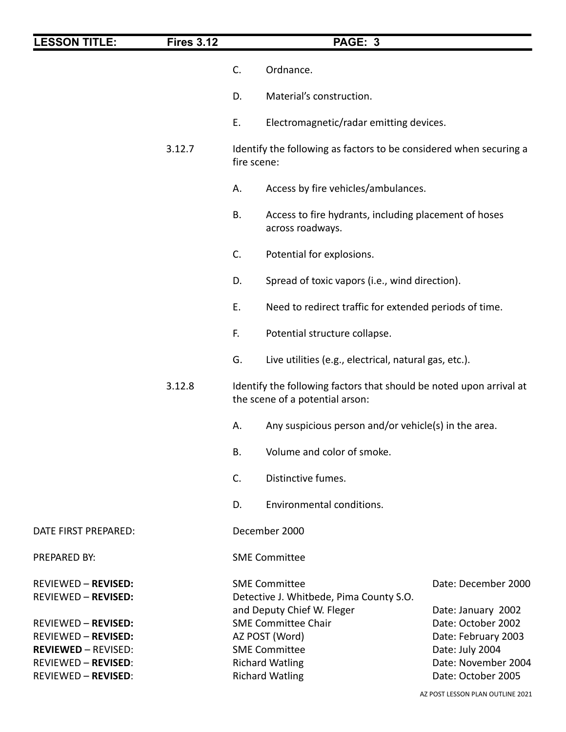C. Ordnance.

D. Material's construction.

E. Electromagnetic/radar emitting devices.

3.12.7 Identify the following as factors to be considered when securing a fire scene:

A. Access by fire vehicles/ambulances.

B. Access to fire hydrants, including placement of hoses across roadways.

C. Potential for explosions.

D. Spread of toxic vapors (i.e., wind direction).

E. Need to redirect traffic for extended periods of time.

F. Potential structure collapse.

G. Live utilities (e.g., electrical, natural gas, etc.).

3.12.8 Identify the following factors that should be noted upon arrival at the scene of a potential arson:

A. Any suspicious person and/or vehicle(s) in the area.

B. Volume and color of smoke.

C. Distinctive fumes.

D. Environmental conditions.

| | | |
|---|---|---|
| DATE FIRST PREPARED: | December 2000 | |
| PREPARED BY: | SME Committee | |
| REVIEWED – **REVISED:** | SME Committee | Date: December 2000 |
| REVIEWED – **REVISED:** | Detective J. Whitbede, Pima County S.O. and Deputy Chief W. Fleger | Date: January 2002 |
| REVIEWED – **REVISED:** | SME Committee Chair | Date: October 2002 |
| REVIEWED – **REVISED:** | AZ POST (Word) | Date: February 2003 |
| **REVIEWED** – REVISED: | SME Committee | Date: July 2004 |
| REVIEWED – **REVISED**: | Richard Watling | Date: November 2004 |
| REVIEWED – **REVISED**: | Richard Watling | Date: October 2005 |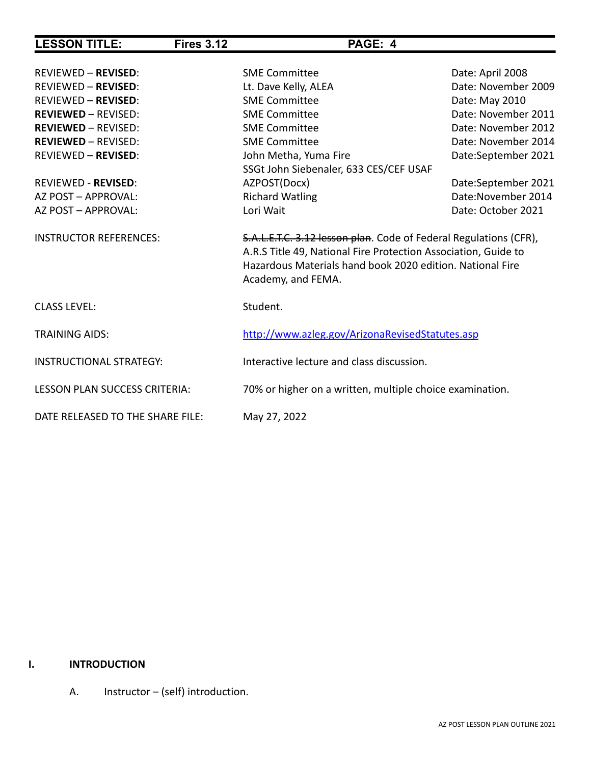| | | |
|---|---|---|
| REVIEWED – **REVISED**: | SME Committee | Date: April 2008 |
| REVIEWED – **REVISED**: | Lt. Dave Kelly, ALEA | Date: November 2009 |
| REVIEWED – **REVISED**: | SME Committee | Date: May 2010 |
| **REVIEWED** – REVISED: | SME Committee | Date: November 2011 |
| **REVIEWED** – REVISED: | SME Committee | Date: November 2012 |
| **REVIEWED** – REVISED: | SME Committee | Date: November 2014 |
| REVIEWED – **REVISED**: | John Metha, Yuma Fire<br>SSGt John Siebenaler, 633 CES/CEF USAF | Date:September 2021 |
| REVIEWED - **REVISED**: | AZPOST(Docx) | Date:September 2021 |
| AZ POST – APPROVAL: | Richard Watling | Date:November 2014 |
| AZ POST – APPROVAL: | Lori Wait | Date: October 2021 |

INSTRUCTOR REFERENCES: ~~S.A.L.E.T.C. 3.12 lesson plan~~. Code of Federal Regulations (CFR), A.R.S Title 49, National Fire Protection Association, Guide to Hazardous Materials hand book 2020 edition. National Fire Academy, and FEMA.

CLASS LEVEL: Student.

TRAINING AIDS: http://www.azleg.gov/ArizonaRevisedStatutes.asp

INSTRUCTIONAL STRATEGY: Interactive lecture and class discussion.

LESSON PLAN SUCCESS CRITERIA: 70% or higher on a written, multiple choice examination.

DATE RELEASED TO THE SHARE FILE: May 27, 2022

## I. INTRODUCTION

A. Instructor – (self) introduction.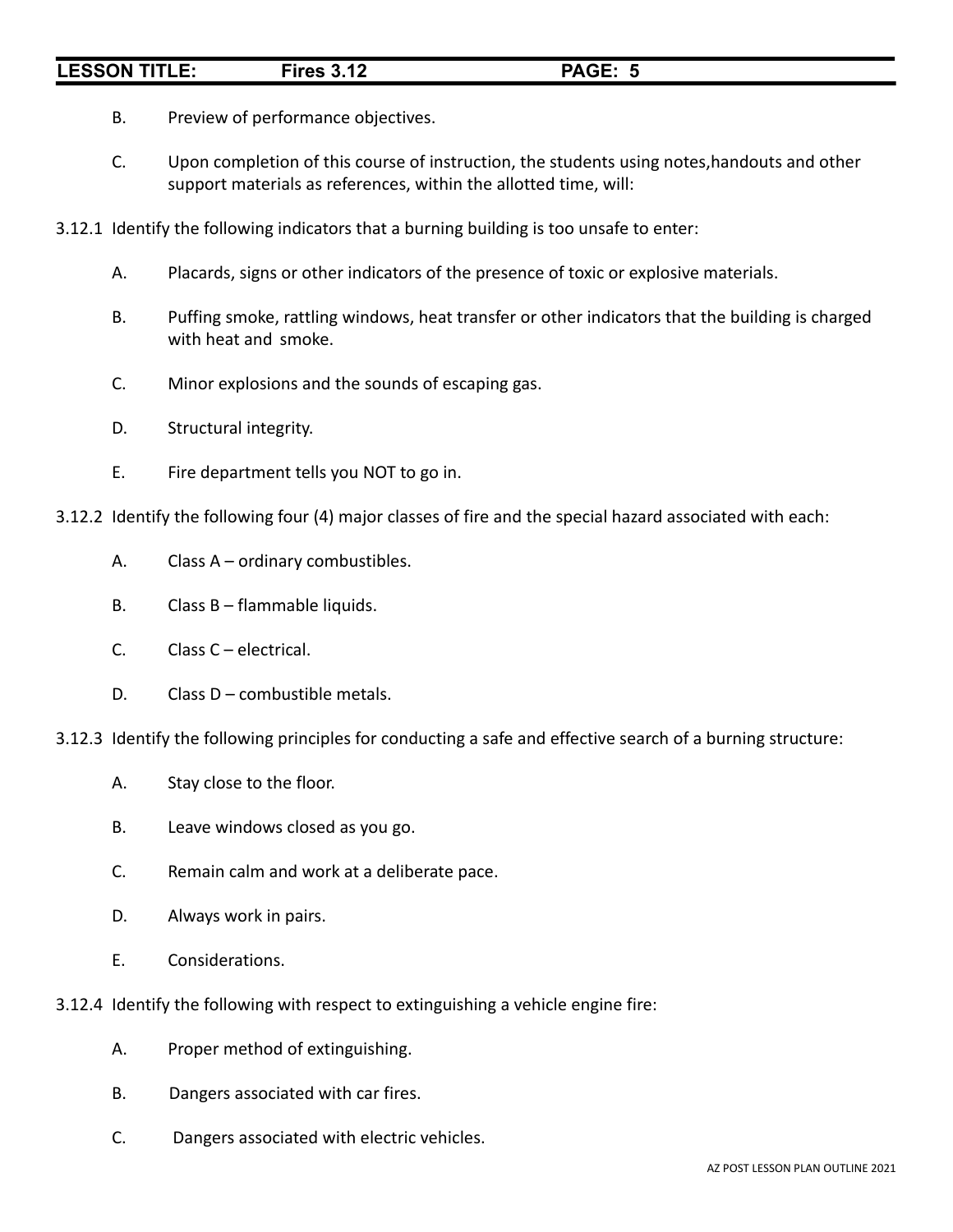B. Preview of performance objectives.

C. Upon completion of this course of instruction, the students using notes,handouts and other support materials as references, within the allotted time, will:

3.12.1 Identify the following indicators that a burning building is too unsafe to enter:

A. Placards, signs or other indicators of the presence of toxic or explosive materials.

B. Puffing smoke, rattling windows, heat transfer or other indicators that the building is charged with heat and smoke.

C. Minor explosions and the sounds of escaping gas.

D. Structural integrity.

E. Fire department tells you NOT to go in.

3.12.2 Identify the following four (4) major classes of fire and the special hazard associated with each:

A. Class A – ordinary combustibles.

B. Class B – flammable liquids.

C. Class C – electrical.

D. Class D – combustible metals.

3.12.3 Identify the following principles for conducting a safe and effective search of a burning structure:

A. Stay close to the floor.

B. Leave windows closed as you go.

C. Remain calm and work at a deliberate pace.

D. Always work in pairs.

E. Considerations.

3.12.4 Identify the following with respect to extinguishing a vehicle engine fire:

A. Proper method of extinguishing.

B. Dangers associated with car fires.

C. Dangers associated with electric vehicles.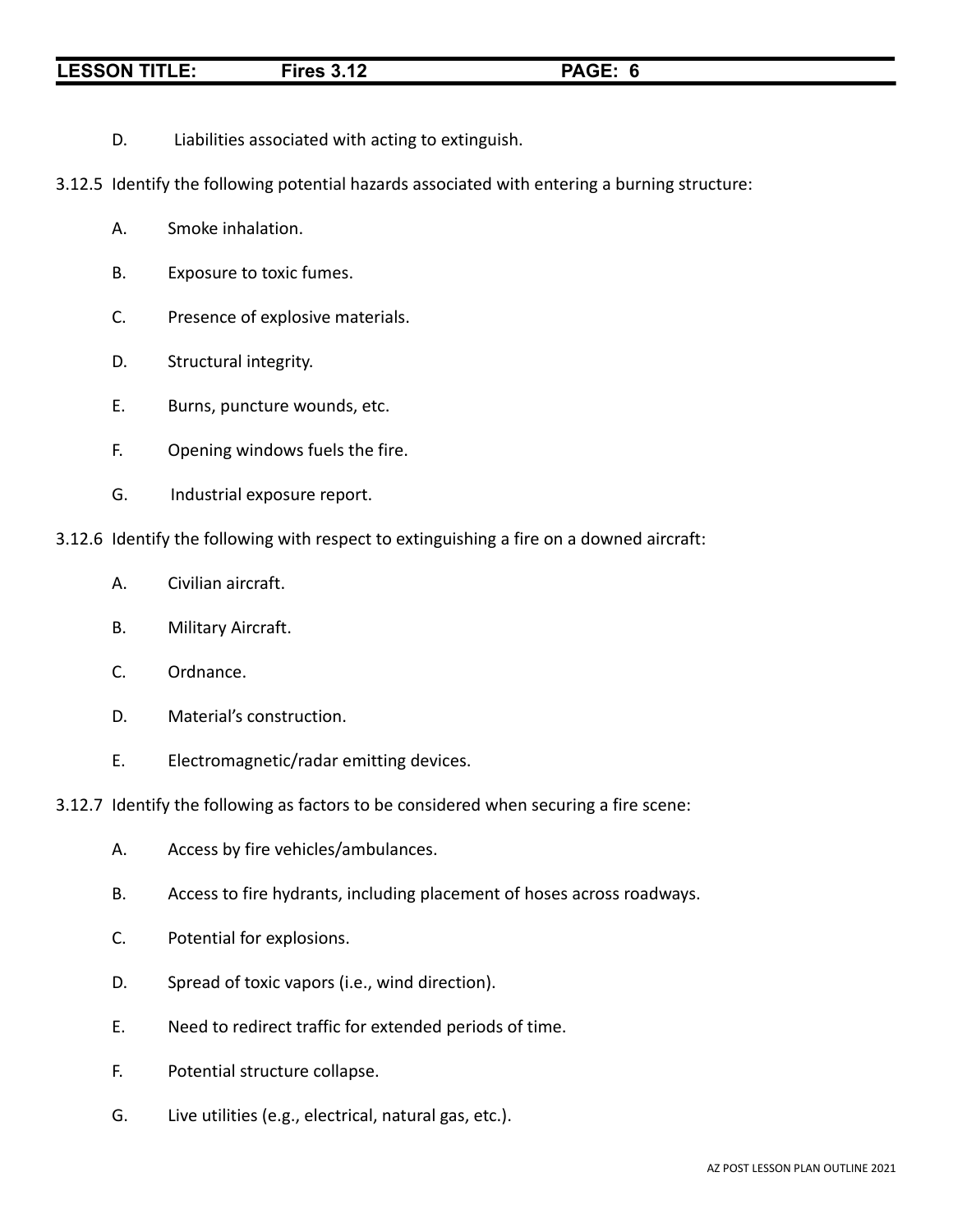D. Liabilities associated with acting to extinguish.

3.12.5 Identify the following potential hazards associated with entering a burning structure:

A. Smoke inhalation.

B. Exposure to toxic fumes.

C. Presence of explosive materials.

D. Structural integrity.

E. Burns, puncture wounds, etc.

F. Opening windows fuels the fire.

G. Industrial exposure report.

3.12.6 Identify the following with respect to extinguishing a fire on a downed aircraft:

A. Civilian aircraft.

B. Military Aircraft.

C. Ordnance.

D. Material's construction.

E. Electromagnetic/radar emitting devices.

3.12.7 Identify the following as factors to be considered when securing a fire scene:

A. Access by fire vehicles/ambulances.

B. Access to fire hydrants, including placement of hoses across roadways.

C. Potential for explosions.

D. Spread of toxic vapors (i.e., wind direction).

E. Need to redirect traffic for extended periods of time.

F. Potential structure collapse.

G. Live utilities (e.g., electrical, natural gas, etc.).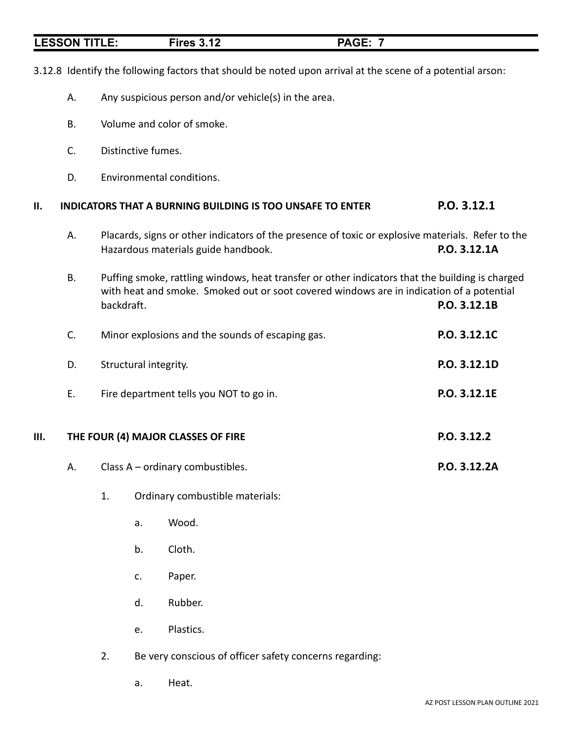3.12.8 Identify the following factors that should be noted upon arrival at the scene of a potential arson:

A. Any suspicious person and/or vehicle(s) in the area.

B. Volume and color of smoke.

C. Distinctive fumes.

D. Environmental conditions.

## II. INDICATORS THAT A BURNING BUILDING IS TOO UNSAFE TO ENTER — P.O. 3.12.1

A. Placards, signs or other indicators of the presence of toxic or explosive materials. Refer to the Hazardous materials guide handbook. **P.O. 3.12.1A**

B. Puffing smoke, rattling windows, heat transfer or other indicators that the building is charged with heat and smoke. Smoked out or soot covered windows are in indication of a potential backdraft. **P.O. 3.12.1B**

C. Minor explosions and the sounds of escaping gas. **P.O. 3.12.1C**

D. Structural integrity. **P.O. 3.12.1D**

E. Fire department tells you NOT to go in. **P.O. 3.12.1E**

## III. THE FOUR (4) MAJOR CLASSES OF FIRE — P.O. 3.12.2

A. Class A – ordinary combustibles. **P.O. 3.12.2A**

1. Ordinary combustible materials:

   a. Wood.

   b. Cloth.

   c. Paper.

   d. Rubber.

   e. Plastics.

2. Be very conscious of officer safety concerns regarding:

   a. Heat.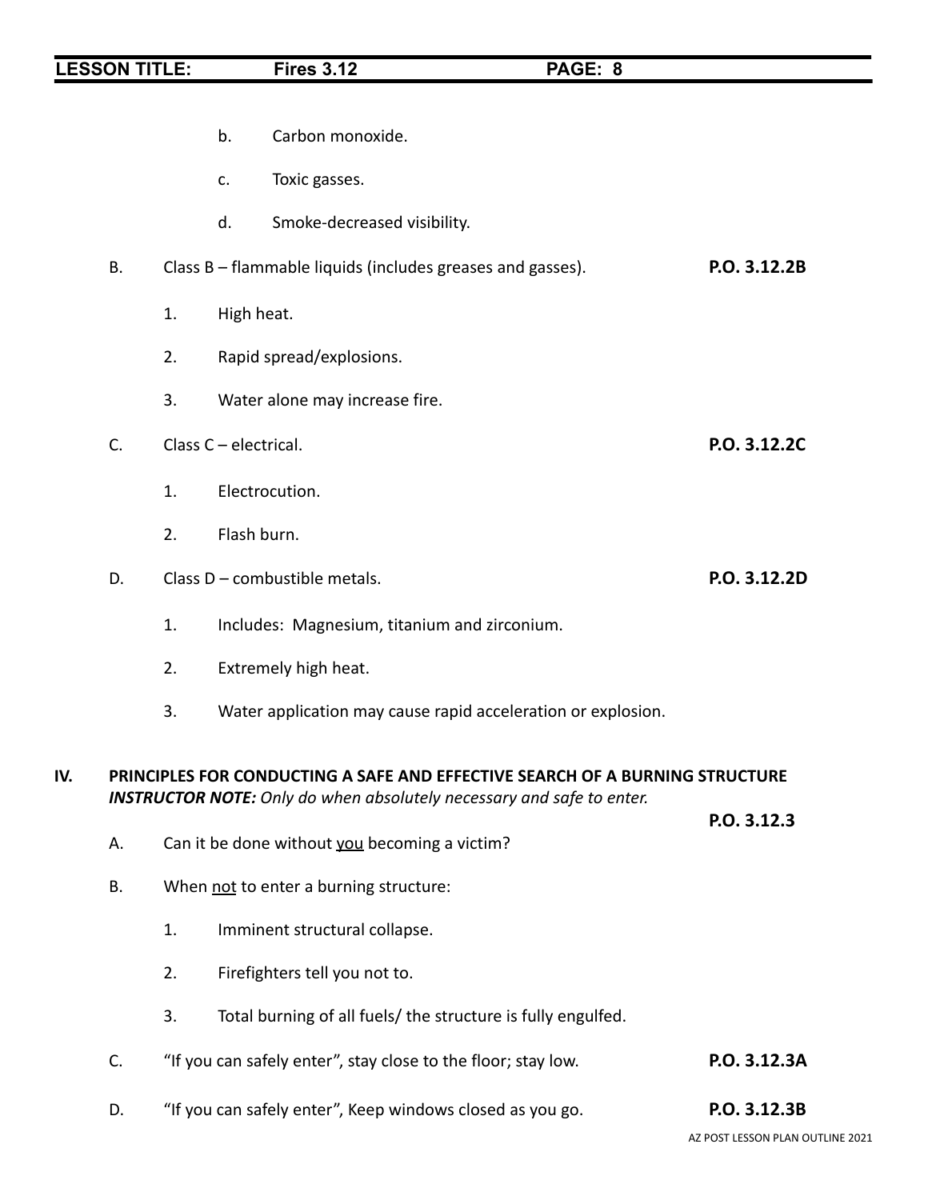b. Carbon monoxide.

c. Toxic gasses.

d. Smoke-decreased visibility.

B. Class B – flammable liquids (includes greases and gasses). **P.O. 3.12.2B**

1. High heat.

2. Rapid spread/explosions.

3. Water alone may increase fire.

C. Class C – electrical. **P.O. 3.12.2C**

1. Electrocution.

2. Flash burn.

D. Class D – combustible metals. **P.O. 3.12.2D**

1. Includes: Magnesium, titanium and zirconium.

2. Extremely high heat.

3. Water application may cause rapid acceleration or explosion.

**IV. PRINCIPLES FOR CONDUCTING A SAFE AND EFFECTIVE SEARCH OF A BURNING STRUCTURE**

***INSTRUCTOR NOTE:*** *Only do when absolutely necessary and safe to enter.*

**P.O. 3.12.3**

A. Can it be done without <u>you</u> becoming a victim?

B. When <u>not</u> to enter a burning structure:

1. Imminent structural collapse.

2. Firefighters tell you not to.

3. Total burning of all fuels/ the structure is fully engulfed.

C. "If you can safely enter", stay close to the floor; stay low. **P.O. 3.12.3A**

D. "If you can safely enter", Keep windows closed as you go. **P.O. 3.12.3B**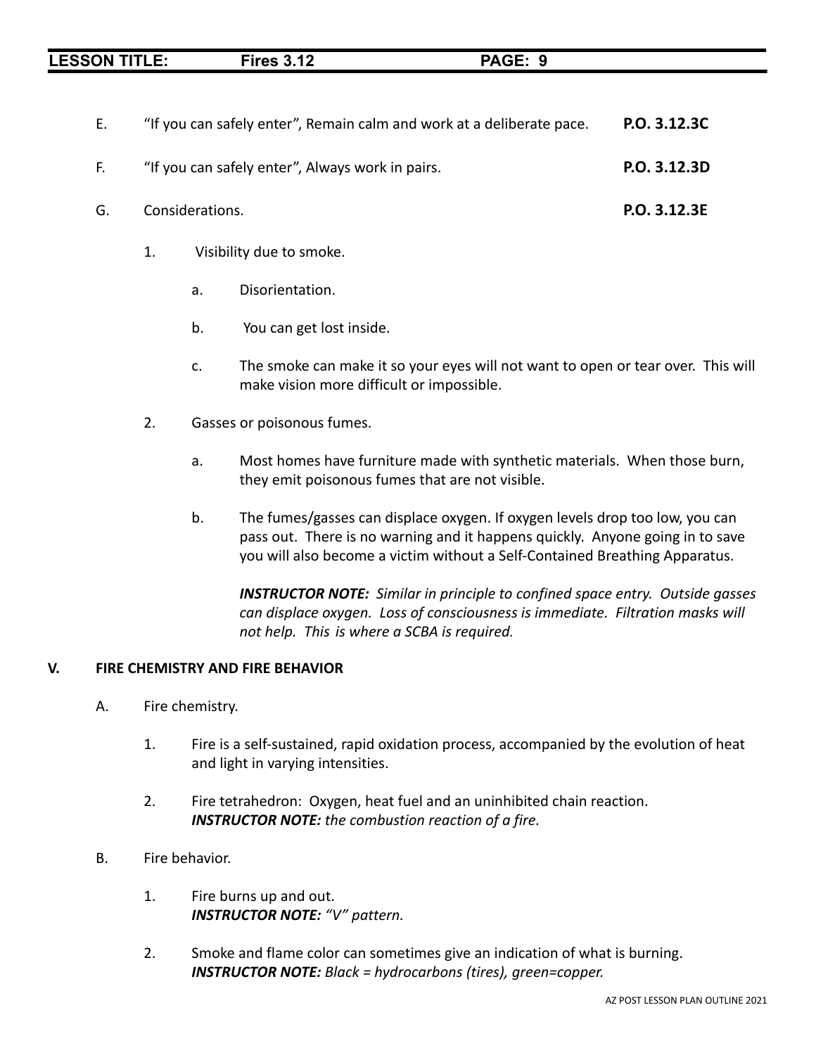E. "If you can safely enter", Remain calm and work at a deliberate pace. **P.O. 3.12.3C**

F. "If you can safely enter", Always work in pairs. **P.O. 3.12.3D**

G. Considerations. **P.O. 3.12.3E**

1. Visibility due to smoke.

   a. Disorientation.

   b. You can get lost inside.

   c. The smoke can make it so your eyes will not want to open or tear over. This will make vision more difficult or impossible.

2. Gasses or poisonous fumes.

   a. Most homes have furniture made with synthetic materials. When those burn, they emit poisonous fumes that are not visible.

   b. The fumes/gasses can displace oxygen. If oxygen levels drop too low, you can pass out. There is no warning and it happens quickly. Anyone going in to save you will also become a victim without a Self-Contained Breathing Apparatus.

   ***INSTRUCTOR NOTE:*** *Similar in principle to confined space entry. Outside gasses can displace oxygen. Loss of consciousness is immediate. Filtration masks will not help. This is where a SCBA is required.*

## V. FIRE CHEMISTRY AND FIRE BEHAVIOR

A. Fire chemistry.

1. Fire is a self-sustained, rapid oxidation process, accompanied by the evolution of heat and light in varying intensities.

2. Fire tetrahedron: Oxygen, heat fuel and an uninhibited chain reaction.
   ***INSTRUCTOR NOTE:*** *the combustion reaction of a fire.*

B. Fire behavior.

1. Fire burns up and out.
   ***INSTRUCTOR NOTE:*** *"V" pattern.*

2. Smoke and flame color can sometimes give an indication of what is burning.
   ***INSTRUCTOR NOTE:*** *Black = hydrocarbons (tires), green=copper.*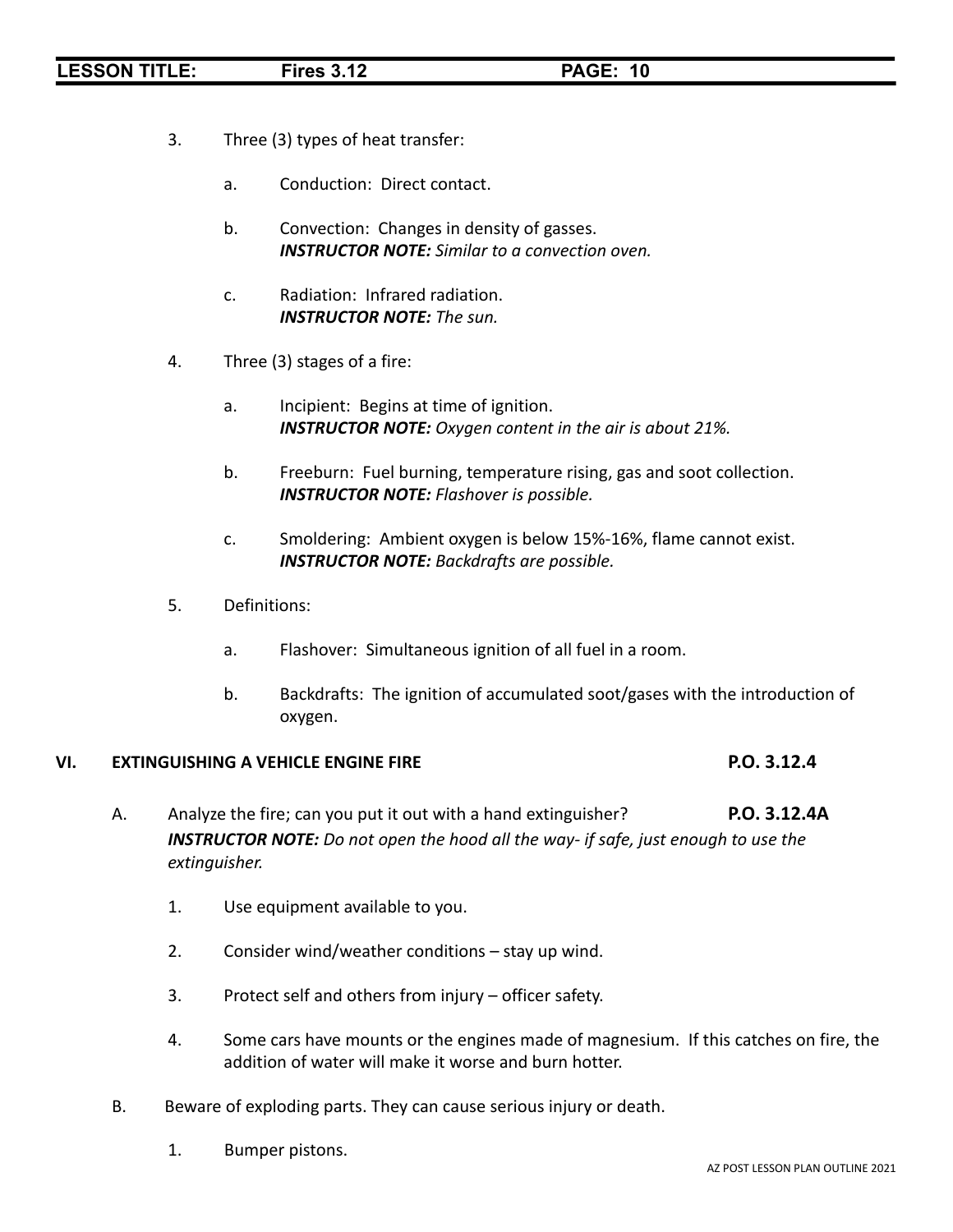3. Three (3) types of heat transfer:

    a. Conduction: Direct contact.

    b. Convection: Changes in density of gasses.
    ***INSTRUCTOR NOTE:*** *Similar to a convection oven.*

    c. Radiation: Infrared radiation.
    ***INSTRUCTOR NOTE:*** *The sun.*

4. Three (3) stages of a fire:

    a. Incipient: Begins at time of ignition.
    ***INSTRUCTOR NOTE:*** *Oxygen content in the air is about 21%.*

    b. Freeburn: Fuel burning, temperature rising, gas and soot collection.
    ***INSTRUCTOR NOTE:*** *Flashover is possible.*

    c. Smoldering: Ambient oxygen is below 15%-16%, flame cannot exist.
    ***INSTRUCTOR NOTE:*** *Backdrafts are possible.*

5. Definitions:

    a. Flashover: Simultaneous ignition of all fuel in a room.

    b. Backdrafts: The ignition of accumulated soot/gases with the introduction of oxygen.

## VI. EXTINGUISHING A VEHICLE ENGINE FIRE **P.O. 3.12.4**

A. Analyze the fire; can you put it out with a hand extinguisher? **P.O. 3.12.4A**
***INSTRUCTOR NOTE:*** *Do not open the hood all the way- if safe, just enough to use the extinguisher.*

1. Use equipment available to you.

2. Consider wind/weather conditions – stay up wind.

3. Protect self and others from injury – officer safety.

4. Some cars have mounts or the engines made of magnesium. If this catches on fire, the addition of water will make it worse and burn hotter.

B. Beware of exploding parts. They can cause serious injury or death.

1. Bumper pistons.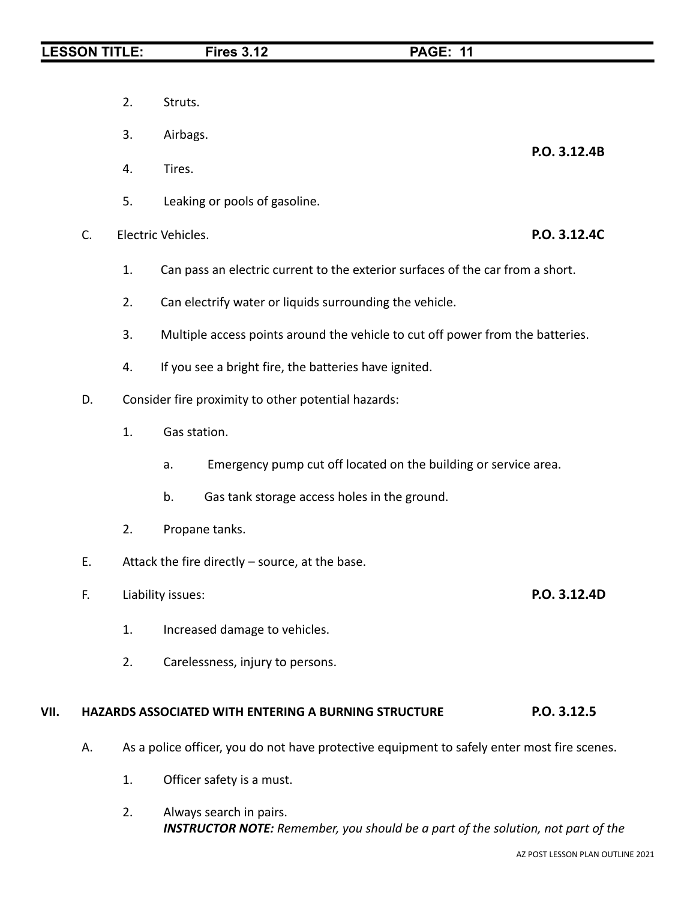2. Struts.

3. Airbags.

4. Tires. **P.O. 3.12.4B**

5. Leaking or pools of gasoline.

C. Electric Vehicles. **P.O. 3.12.4C**

1. Can pass an electric current to the exterior surfaces of the car from a short.

2. Can electrify water or liquids surrounding the vehicle.

3. Multiple access points around the vehicle to cut off power from the batteries.

4. If you see a bright fire, the batteries have ignited.

D. Consider fire proximity to other potential hazards:

1. Gas station.

   a. Emergency pump cut off located on the building or service area.

   b. Gas tank storage access holes in the ground.

2. Propane tanks.

E. Attack the fire directly – source, at the base.

F. Liability issues: **P.O. 3.12.4D**

1. Increased damage to vehicles.

2. Carelessness, injury to persons.

## VII. HAZARDS ASSOCIATED WITH ENTERING A BURNING STRUCTURE **P.O. 3.12.5**

A. As a police officer, you do not have protective equipment to safely enter most fire scenes.

1. Officer safety is a must.

2. Always search in pairs.
   ***INSTRUCTOR NOTE:*** *Remember, you should be a part of the solution, not part of the*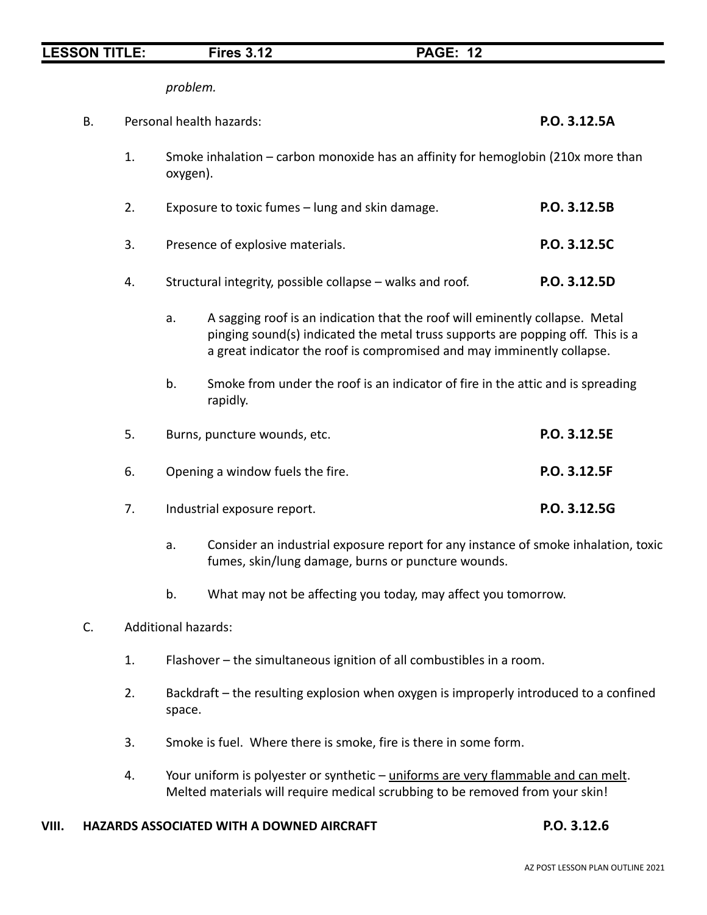*problem.*

B. Personal health hazards: **P.O. 3.12.5A**

1. Smoke inhalation – carbon monoxide has an affinity for hemoglobin (210x more than oxygen).

2. Exposure to toxic fumes – lung and skin damage. **P.O. 3.12.5B**

3. Presence of explosive materials. **P.O. 3.12.5C**

4. Structural integrity, possible collapse – walks and roof. **P.O. 3.12.5D**

   a. A sagging roof is an indication that the roof will eminently collapse. Metal pinging sound(s) indicated the metal truss supports are popping off. This is a a great indicator the roof is compromised and may imminently collapse.

   b. Smoke from under the roof is an indicator of fire in the attic and is spreading rapidly.

5. Burns, puncture wounds, etc. **P.O. 3.12.5E**

6. Opening a window fuels the fire. **P.O. 3.12.5F**

7. Industrial exposure report. **P.O. 3.12.5G**

   a. Consider an industrial exposure report for any instance of smoke inhalation, toxic fumes, skin/lung damage, burns or puncture wounds.

   b. What may not be affecting you today, may affect you tomorrow.

C. Additional hazards:

1. Flashover – the simultaneous ignition of all combustibles in a room.

2. Backdraft – the resulting explosion when oxygen is improperly introduced to a confined space.

3. Smoke is fuel. Where there is smoke, fire is there in some form.

4. Your uniform is polyester or synthetic – <u>uniforms are very flammable and can melt</u>. Melted materials will require medical scrubbing to be removed from your skin!

## VIII. HAZARDS ASSOCIATED WITH A DOWNED AIRCRAFT **P.O. 3.12.6**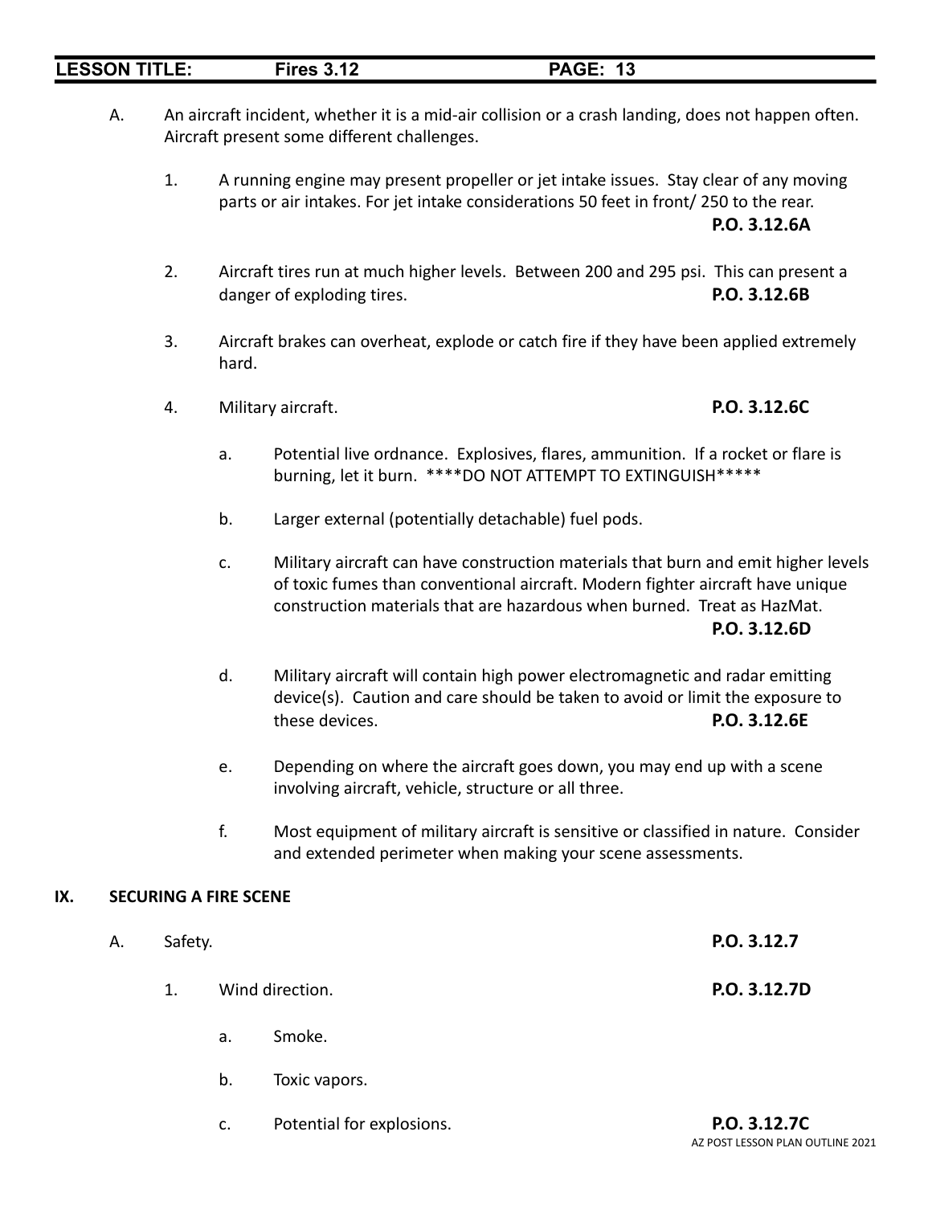A. An aircraft incident, whether it is a mid-air collision or a crash landing, does not happen often. Aircraft present some different challenges.

1. A running engine may present propeller or jet intake issues. Stay clear of any moving parts or air intakes. For jet intake considerations 50 feet in front/ 250 to the rear. **P.O. 3.12.6A**

2. Aircraft tires run at much higher levels. Between 200 and 295 psi. This can present a danger of exploding tires. **P.O. 3.12.6B**

3. Aircraft brakes can overheat, explode or catch fire if they have been applied extremely hard.

4. Military aircraft. **P.O. 3.12.6C**

   a. Potential live ordnance. Explosives, flares, ammunition. If a rocket or flare is burning, let it burn. ****DO NOT ATTEMPT TO EXTINGUISH*****

   b. Larger external (potentially detachable) fuel pods.

   c. Military aircraft can have construction materials that burn and emit higher levels of toxic fumes than conventional aircraft. Modern fighter aircraft have unique construction materials that are hazardous when burned. Treat as HazMat. **P.O. 3.12.6D**

   d. Military aircraft will contain high power electromagnetic and radar emitting device(s). Caution and care should be taken to avoid or limit the exposure to these devices. **P.O. 3.12.6E**

   e. Depending on where the aircraft goes down, you may end up with a scene involving aircraft, vehicle, structure or all three.

   f. Most equipment of military aircraft is sensitive or classified in nature. Consider and extended perimeter when making your scene assessments.

## IX. SECURING A FIRE SCENE

A. Safety. **P.O. 3.12.7**

1. Wind direction. **P.O. 3.12.7D**

   a. Smoke.

   b. Toxic vapors.

   c. Potential for explosions. **P.O. 3.12.7C**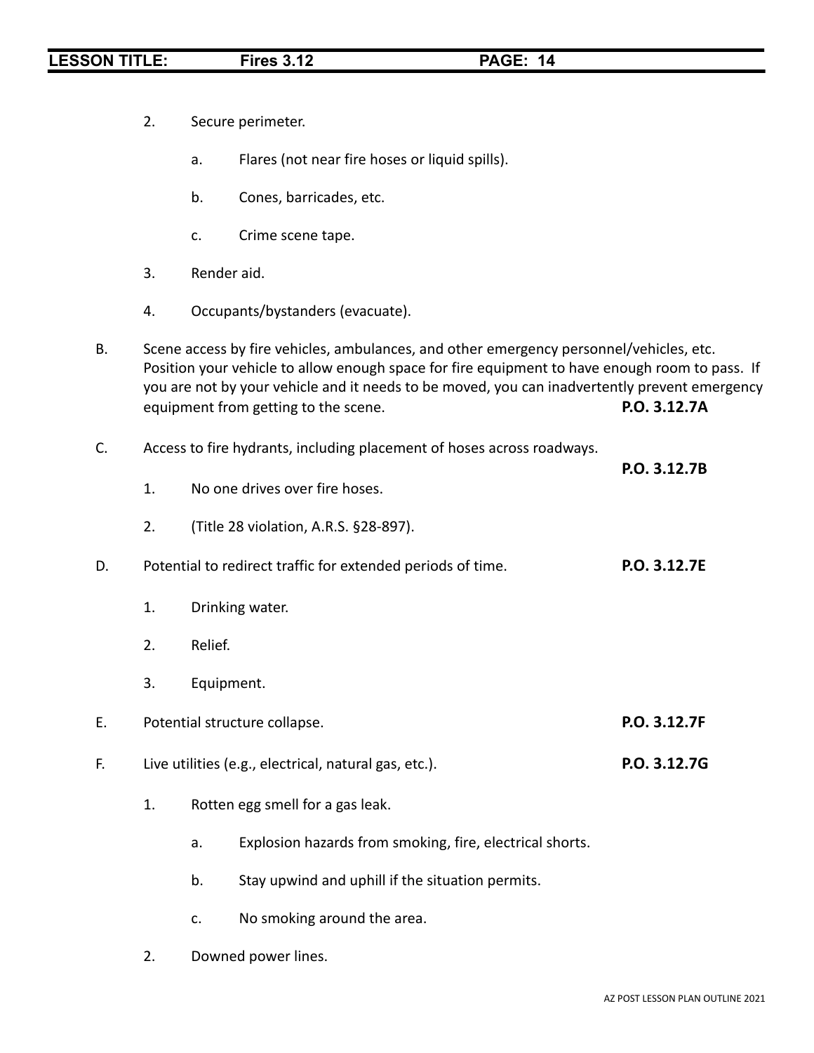2. Secure perimeter.

    a. Flares (not near fire hoses or liquid spills).

    b. Cones, barricades, etc.

    c. Crime scene tape.

3. Render aid.

4. Occupants/bystanders (evacuate).

B. Scene access by fire vehicles, ambulances, and other emergency personnel/vehicles, etc. Position your vehicle to allow enough space for fire equipment to have enough room to pass. If you are not by your vehicle and it needs to be moved, you can inadvertently prevent emergency equipment from getting to the scene. **P.O. 3.12.7A**

C. Access to fire hydrants, including placement of hoses across roadways. **P.O. 3.12.7B**

1. No one drives over fire hoses.

2. (Title 28 violation, A.R.S. §28-897).

D. Potential to redirect traffic for extended periods of time. **P.O. 3.12.7E**

1. Drinking water.

2. Relief.

3. Equipment.

E. Potential structure collapse. **P.O. 3.12.7F**

F. Live utilities (e.g., electrical, natural gas, etc.). **P.O. 3.12.7G**

1. Rotten egg smell for a gas leak.

    a. Explosion hazards from smoking, fire, electrical shorts.

    b. Stay upwind and uphill if the situation permits.

    c. No smoking around the area.

2. Downed power lines.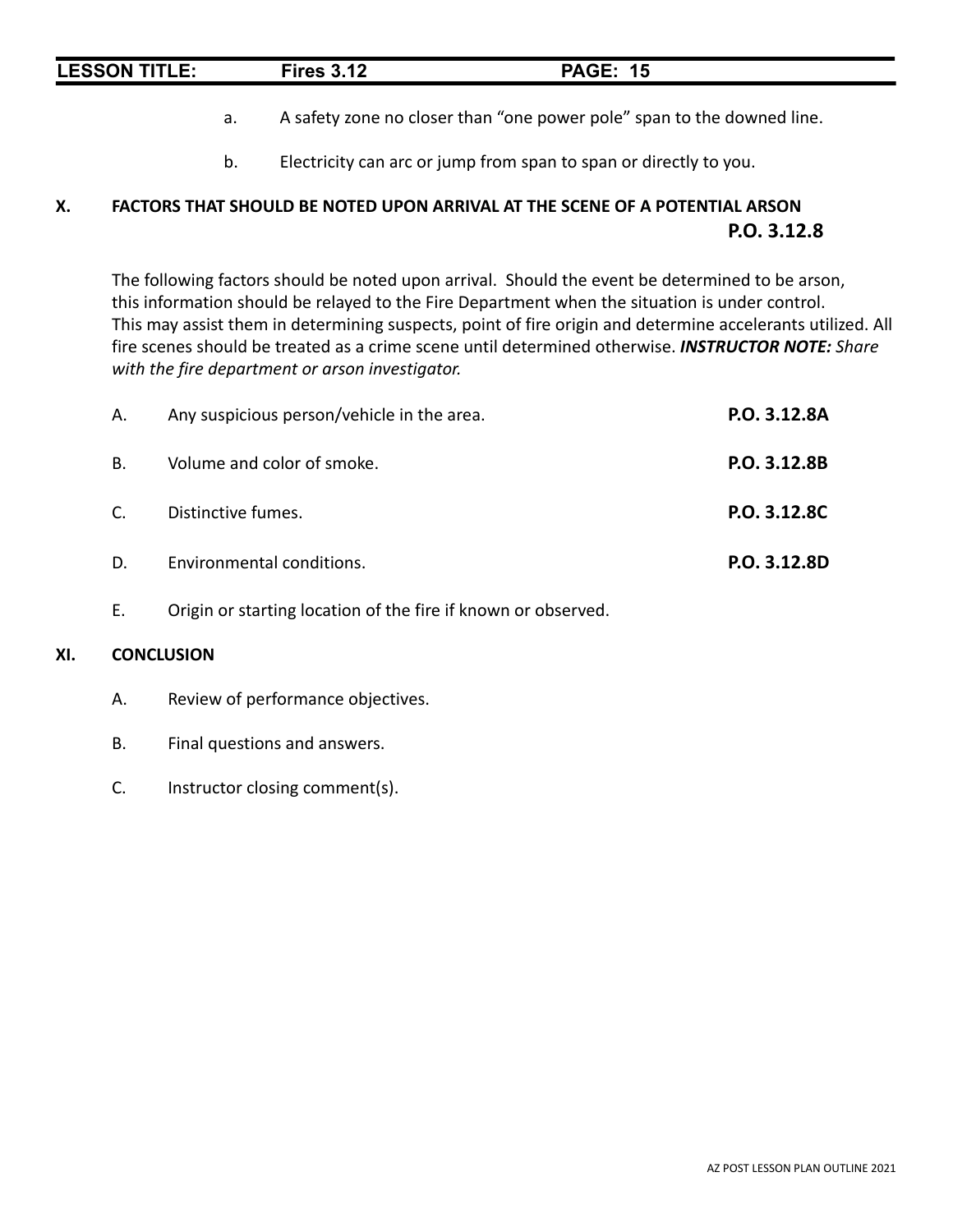a. A safety zone no closer than "one power pole" span to the downed line.

b. Electricity can arc or jump from span to span or directly to you.

## X. FACTORS THAT SHOULD BE NOTED UPON ARRIVAL AT THE SCENE OF A POTENTIAL ARSON

**P.O. 3.12.8**

The following factors should be noted upon arrival. Should the event be determined to be arson, this information should be relayed to the Fire Department when the situation is under control. This may assist them in determining suspects, point of fire origin and determine accelerants utilized. All fire scenes should be treated as a crime scene until determined otherwise. ***INSTRUCTOR NOTE:*** *Share with the fire department or arson investigator.*

A. Any suspicious person/vehicle in the area. **P.O. 3.12.8A**

B. Volume and color of smoke. **P.O. 3.12.8B**

C. Distinctive fumes. **P.O. 3.12.8C**

D. Environmental conditions. **P.O. 3.12.8D**

E. Origin or starting location of the fire if known or observed.

## XI. CONCLUSION

A. Review of performance objectives.

B. Final questions and answers.

C. Instructor closing comment(s).